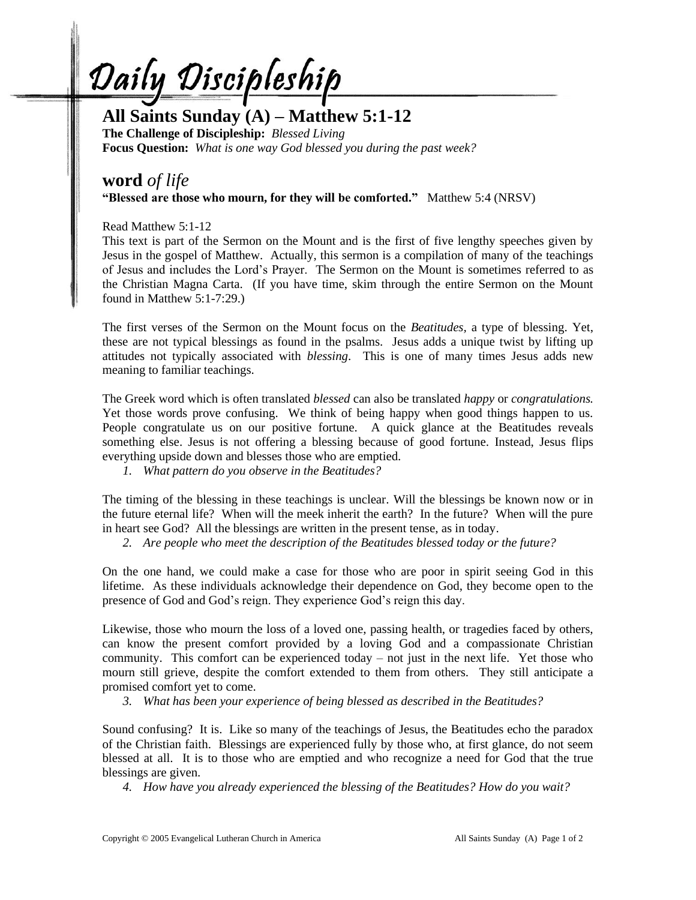# Daily Discipleship

## All Saints Sunday (A) – Matthew 5:1-12

**The Challenge of Discipleship:** *Blessed Living*
**Focus Question:** *What is one way God blessed you during the past week?*

## **word** *of life*

**"Blessed are those who mourn, for they will be comforted."** Matthew 5:4 (NRSV)

Read Matthew 5:1-12
This text is part of the Sermon on the Mount and is the first of five lengthy speeches given by Jesus in the gospel of Matthew. Actually, this sermon is a compilation of many of the teachings of Jesus and includes the Lord's Prayer. The Sermon on the Mount is sometimes referred to as the Christian Magna Carta. (If you have time, skim through the entire Sermon on the Mount found in Matthew 5:1-7:29.)

The first verses of the Sermon on the Mount focus on the *Beatitudes,* a type of blessing. Yet, these are not typical blessings as found in the psalms. Jesus adds a unique twist by lifting up attitudes not typically associated with *blessing*. This is one of many times Jesus adds new meaning to familiar teachings.

The Greek word which is often translated *blessed* can also be translated *happy* or *congratulations.* Yet those words prove confusing. We think of being happy when good things happen to us. People congratulate us on our positive fortune. A quick glance at the Beatitudes reveals something else. Jesus is not offering a blessing because of good fortune. Instead, Jesus flips everything upside down and blesses those who are emptied.

1. *What pattern do you observe in the Beatitudes?*

The timing of the blessing in these teachings is unclear. Will the blessings be known now or in the future eternal life? When will the meek inherit the earth? In the future? When will the pure in heart see God? All the blessings are written in the present tense, as in today.

2. *Are people who meet the description of the Beatitudes blessed today or the future?*

On the one hand, we could make a case for those who are poor in spirit seeing God in this lifetime. As these individuals acknowledge their dependence on God, they become open to the presence of God and God's reign. They experience God's reign this day.

Likewise, those who mourn the loss of a loved one, passing health, or tragedies faced by others, can know the present comfort provided by a loving God and a compassionate Christian community. This comfort can be experienced today – not just in the next life. Yet those who mourn still grieve, despite the comfort extended to them from others. They still anticipate a promised comfort yet to come.

3. *What has been your experience of being blessed as described in the Beatitudes?*

Sound confusing? It is. Like so many of the teachings of Jesus, the Beatitudes echo the paradox of the Christian faith. Blessings are experienced fully by those who, at first glance, do not seem blessed at all. It is to those who are emptied and who recognize a need for God that the true blessings are given.

4. *How have you already experienced the blessing of the Beatitudes? How do you wait?*

Copyright © 2005 Evangelical Lutheran Church in America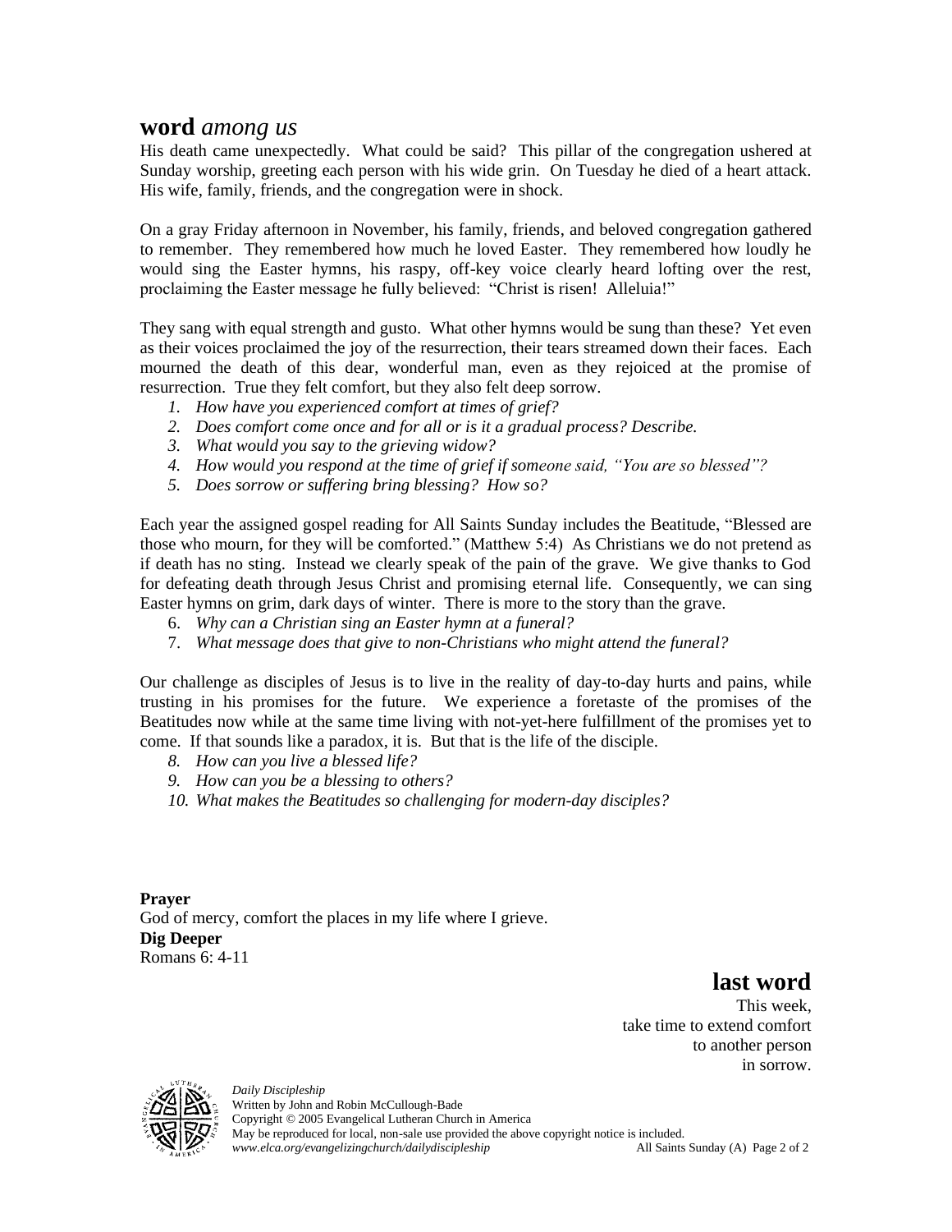## **word** *among us*

His death came unexpectedly. What could be said? This pillar of the congregation ushered at Sunday worship, greeting each person with his wide grin. On Tuesday he died of a heart attack. His wife, family, friends, and the congregation were in shock.

On a gray Friday afternoon in November, his family, friends, and beloved congregation gathered to remember. They remembered how much he loved Easter. They remembered how loudly he would sing the Easter hymns, his raspy, off-key voice clearly heard lofting over the rest, proclaiming the Easter message he fully believed: "Christ is risen! Alleluia!"

They sang with equal strength and gusto. What other hymns would be sung than these? Yet even as their voices proclaimed the joy of the resurrection, their tears streamed down their faces. Each mourned the death of this dear, wonderful man, even as they rejoiced at the promise of resurrection. True they felt comfort, but they also felt deep sorrow.

1. *How have you experienced comfort at times of grief?*
2. *Does comfort come once and for all or is it a gradual process? Describe.*
3. *What would you say to the grieving widow?*
4. *How would you respond at the time of grief if someone said, "You are so blessed"?*
5. *Does sorrow or suffering bring blessing? How so?*

Each year the assigned gospel reading for All Saints Sunday includes the Beatitude, "Blessed are those who mourn, for they will be comforted." (Matthew 5:4) As Christians we do not pretend as if death has no sting. Instead we clearly speak of the pain of the grave. We give thanks to God for defeating death through Jesus Christ and promising eternal life. Consequently, we can sing Easter hymns on grim, dark days of winter. There is more to the story than the grave.

6. *Why can a Christian sing an Easter hymn at a funeral?*
7. *What message does that give to non-Christians who might attend the funeral?*

Our challenge as disciples of Jesus is to live in the reality of day-to-day hurts and pains, while trusting in his promises for the future. We experience a foretaste of the promises of the Beatitudes now while at the same time living with not-yet-here fulfillment of the promises yet to come. If that sounds like a paradox, it is. But that is the life of the disciple.

8. *How can you live a blessed life?*
9. *How can you be a blessing to others?*
10. *What makes the Beatitudes so challenging for modern-day disciples?*

**Prayer**
God of mercy, comfort the places in my life where I grieve.

**Dig Deeper**
Romans 6: 4-11

## last word

This week,
take time to extend comfort
to another person
in sorrow.

*Daily Discipleship*
Written by John and Robin McCullough-Bade
Copyright © 2005 Evangelical Lutheran Church in America
May be reproduced for local, non-sale use provided the above copyright notice is included.
*www.elca.org/evangelizingchurch/dailydiscipleship*
All Saints Sunday (A)